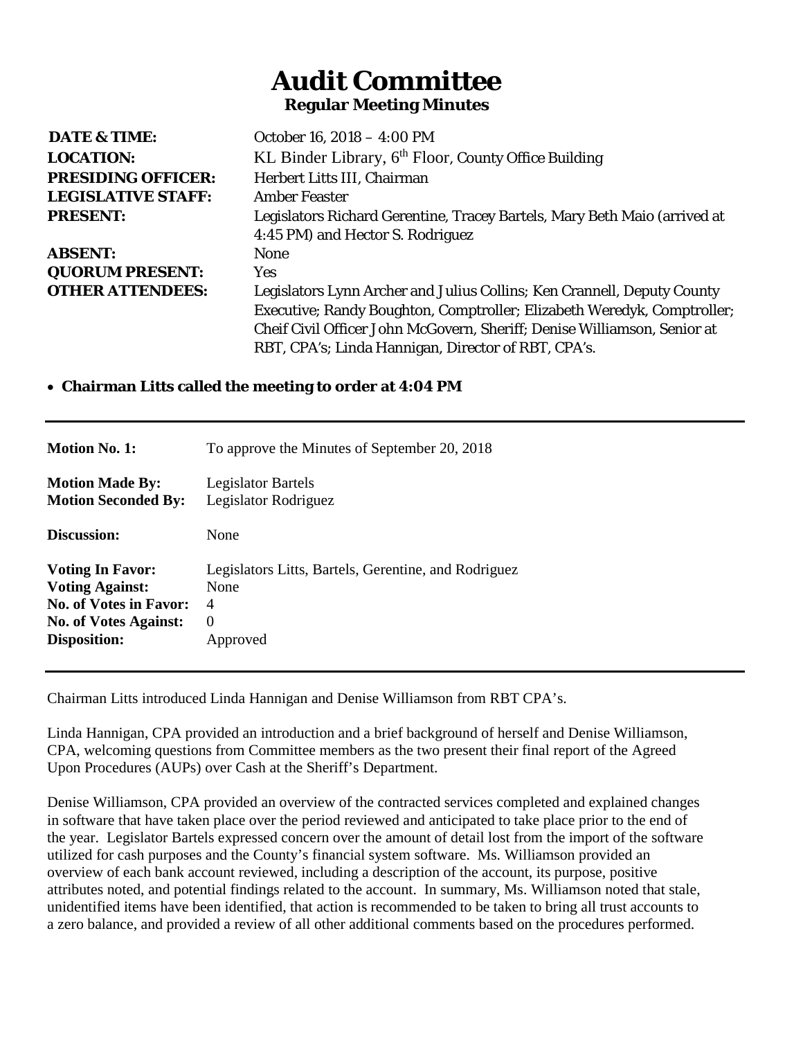# Audit Committee

**Regular Meeting Minutes**

| | |
|---|---|
| **DATE & TIME:** | October 16, 2018 – 4:00 PM |
| **LOCATION:** | KL Binder Library, 6th Floor, County Office Building |
| **PRESIDING OFFICER:** | Herbert Litts III, Chairman |
| **LEGISLATIVE STAFF:** | Amber Feaster |
| **PRESENT:** | Legislators Richard Gerentine, Tracey Bartels, Mary Beth Maio (arrived at 4:45 PM) and Hector S. Rodriguez |
| **ABSENT:** | None |
| **QUORUM PRESENT:** | Yes |
| **OTHER ATTENDEES:** | Legislators Lynn Archer and Julius Collins; Ken Crannell, Deputy County Executive; Randy Boughton, Comptroller; Elizabeth Weredyk, Comptroller; Cheif Civil Officer John McGovern, Sheriff; Denise Williamson, Senior at RBT, CPA's; Linda Hannigan, Director of RBT, CPA's. |

- **Chairman Litts called the meeting to order at 4:04 PM**

---

| | |
|---|---|
| **Motion No. 1:** | To approve the Minutes of September 20, 2018 |
| **Motion Made By:** | Legislator Bartels |
| **Motion Seconded By:** | Legislator Rodriguez |
| **Discussion:** | None |
| **Voting In Favor:** | Legislators Litts, Bartels, Gerentine, and Rodriguez |
| **Voting Against:** | None |
| **No. of Votes in Favor:** | 4 |
| **No. of Votes Against:** | 0 |
| **Disposition:** | Approved |

---

Chairman Litts introduced Linda Hannigan and Denise Williamson from RBT CPA's.

Linda Hannigan, CPA provided an introduction and a brief background of herself and Denise Williamson, CPA, welcoming questions from Committee members as the two present their final report of the Agreed Upon Procedures (AUPs) over Cash at the Sheriff's Department.

Denise Williamson, CPA provided an overview of the contracted services completed and explained changes in software that have taken place over the period reviewed and anticipated to take place prior to the end of the year. Legislator Bartels expressed concern over the amount of detail lost from the import of the software utilized for cash purposes and the County's financial system software. Ms. Williamson provided an overview of each bank account reviewed, including a description of the account, its purpose, positive attributes noted, and potential findings related to the account. In summary, Ms. Williamson noted that stale, unidentified items have been identified, that action is recommended to be taken to bring all trust accounts to a zero balance, and provided a review of all other additional comments based on the procedures performed.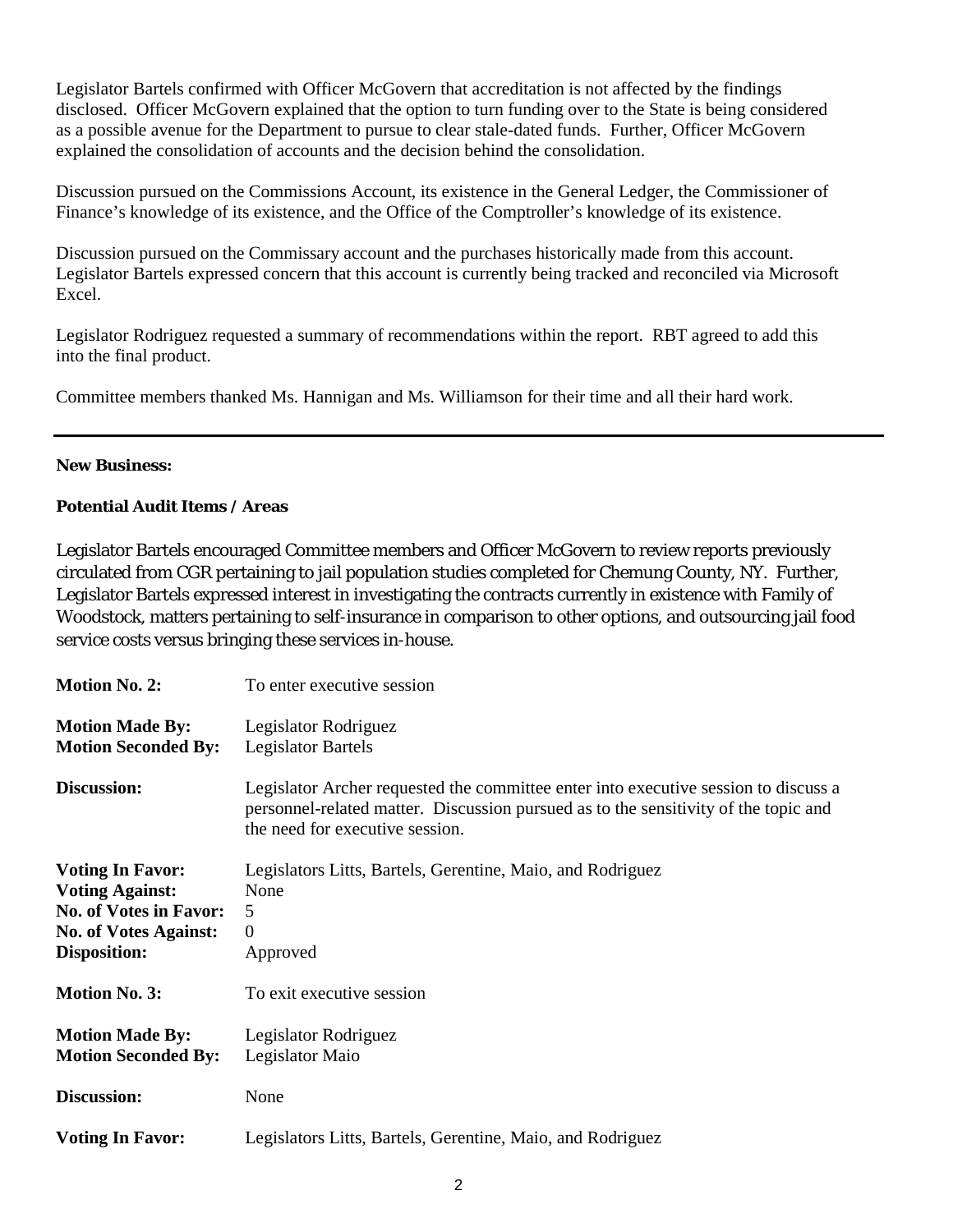Legislator Bartels confirmed with Officer McGovern that accreditation is not affected by the findings disclosed. Officer McGovern explained that the option to turn funding over to the State is being considered as a possible avenue for the Department to pursue to clear stale-dated funds. Further, Officer McGovern explained the consolidation of accounts and the decision behind the consolidation.

Discussion pursued on the Commissions Account, its existence in the General Ledger, the Commissioner of Finance's knowledge of its existence, and the Office of the Comptroller's knowledge of its existence.

Discussion pursued on the Commissary account and the purchases historically made from this account. Legislator Bartels expressed concern that this account is currently being tracked and reconciled via Microsoft Excel.

Legislator Rodriguez requested a summary of recommendations within the report. RBT agreed to add this into the final product.

Committee members thanked Ms. Hannigan and Ms. Williamson for their time and all their hard work.

---

**New Business:**

**Potential Audit Items / Areas**

Legislator Bartels encouraged Committee members and Officer McGovern to review reports previously circulated from CGR pertaining to jail population studies completed for Chemung County, NY. Further, Legislator Bartels expressed interest in investigating the contracts currently in existence with Family of Woodstock, matters pertaining to self-insurance in comparison to other options, and outsourcing jail food service costs versus bringing these services in-house.

| | |
|---|---|
| **Motion No. 2:** | To enter executive session |
| **Motion Made By:** | Legislator Rodriguez |
| **Motion Seconded By:** | Legislator Bartels |
| **Discussion:** | Legislator Archer requested the committee enter into executive session to discuss a personnel-related matter. Discussion pursued as to the sensitivity of the topic and the need for executive session. |
| **Voting In Favor:** | Legislators Litts, Bartels, Gerentine, Maio, and Rodriguez |
| **Voting Against:** | None |
| **No. of Votes in Favor:** | 5 |
| **No. of Votes Against:** | 0 |
| **Disposition:** | Approved |

| | |
|---|---|
| **Motion No. 3:** | To exit executive session |
| **Motion Made By:** | Legislator Rodriguez |
| **Motion Seconded By:** | Legislator Maio |
| **Discussion:** | None |
| **Voting In Favor:** | Legislators Litts, Bartels, Gerentine, Maio, and Rodriguez |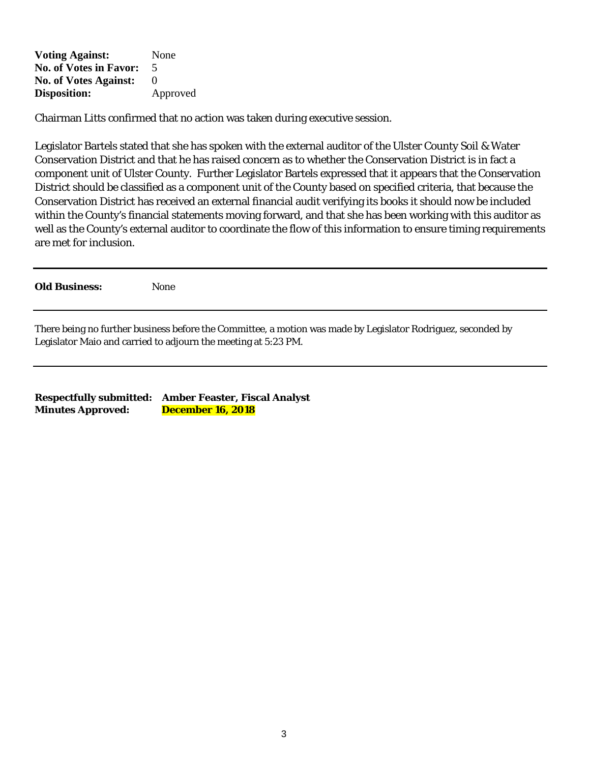**Voting Against:** None
**No. of Votes in Favor:** 5
**No. of Votes Against:** 0
**Disposition:** Approved

Chairman Litts confirmed that no action was taken during executive session.

Legislator Bartels stated that she has spoken with the external auditor of the Ulster County Soil & Water Conservation District and that he has raised concern as to whether the Conservation District is in fact a component unit of Ulster County. Further Legislator Bartels expressed that it appears that the Conservation District should be classified as a component unit of the County based on specified criteria, that because the Conservation District has received an external financial audit verifying its books it should now be included within the County's financial statements moving forward, and that she has been working with this auditor as well as the County's external auditor to coordinate the flow of this information to ensure timing requirements are met for inclusion.

---

**Old Business:** None

---

There being no further business before the Committee, a motion was made by Legislator Rodriguez, seconded by Legislator Maio and carried to adjourn the meeting at 5:23 PM.

---

**Respectfully submitted: Amber Feaster, Fiscal Analyst**
**Minutes Approved: December 16, 2018**